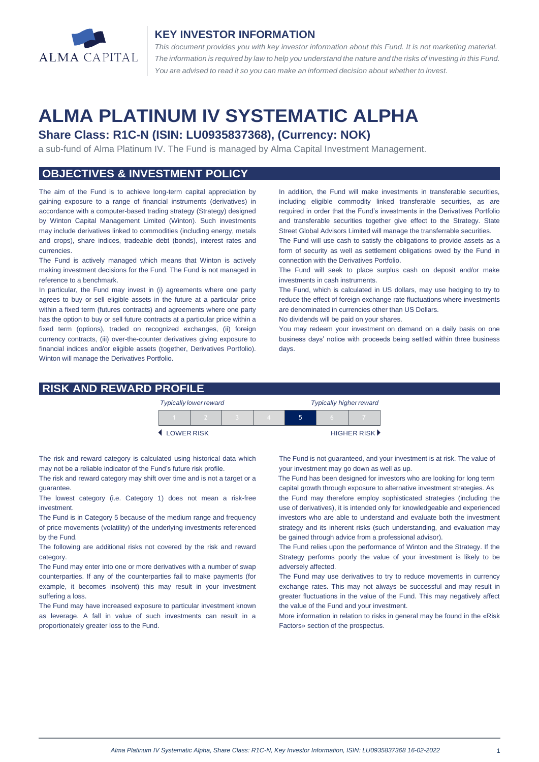ALMA CAPITAL

## KEY INVESTOR INFORMATION

*This document provides you with key investor information about this Fund. It is not marketing material. The information is required by law to help you understand the nature and the risks of investing in this Fund. You are advised to read it so you can make an informed decision about whether to invest.*

# ALMA PLATINUM IV SYSTEMATIC ALPHA

### Share Class: R1C-N (ISIN: LU0935837368), (Currency: NOK)

a sub-fund of Alma Platinum IV. The Fund is managed by Alma Capital Investment Management.

## OBJECTIVES & INVESTMENT POLICY

The aim of the Fund is to achieve long-term capital appreciation by gaining exposure to a range of financial instruments (derivatives) in accordance with a computer-based trading strategy (Strategy) designed by Winton Capital Management Limited (Winton). Such investments may include derivatives linked to commodities (including energy, metals and crops), share indices, tradeable debt (bonds), interest rates and currencies.

The Fund is actively managed which means that Winton is actively making investment decisions for the Fund. The Fund is not managed in reference to a benchmark.

In particular, the Fund may invest in (i) agreements where one party agrees to buy or sell eligible assets in the future at a particular price within a fixed term (futures contracts) and agreements where one party has the option to buy or sell future contracts at a particular price within a fixed term (options), traded on recognized exchanges, (ii) foreign currency contracts, (iii) over-the-counter derivatives giving exposure to financial indices and/or eligible assets (together, Derivatives Portfolio). Winton will manage the Derivatives Portfolio.

In addition, the Fund will make investments in transferable securities, including eligible commodity linked transferable securities, as are required in order that the Fund's investments in the Derivatives Portfolio and transferable securities together give effect to the Strategy. State Street Global Advisors Limited will manage the transferrable securities.

The Fund will use cash to satisfy the obligations to provide assets as a form of security as well as settlement obligations owed by the Fund in connection with the Derivatives Portfolio.

The Fund will seek to place surplus cash on deposit and/or make investments in cash instruments.

The Fund, which is calculated in US dollars, may use hedging to try to reduce the effect of foreign exchange rate fluctuations where investments are denominated in currencies other than US Dollars.

No dividends will be paid on your shares.

You may redeem your investment on demand on a daily basis on one business days' notice with proceeds being settled within three business days.

## RISK AND REWARD PROFILE

| *Typically lower reward* | | | | *Typically higher reward* | | |
|---|---|---|---|---|---|---|
| 1 | 2 | 3 | 4 | **5** | 6 | 7 |
| ◄ LOWER RISK | | | | | | HIGHER RISK ► |

The risk and reward category is calculated using historical data which may not be a reliable indicator of the Fund's future risk profile.

The risk and reward category may shift over time and is not a target or a guarantee.

The lowest category (i.e. Category 1) does not mean a risk-free investment.

The Fund is in Category 5 because of the medium range and frequency of price movements (volatility) of the underlying investments referenced by the Fund.

The following are additional risks not covered by the risk and reward category.

The Fund may enter into one or more derivatives with a number of swap counterparties. If any of the counterparties fail to make payments (for example, it becomes insolvent) this may result in your investment suffering a loss.

The Fund may have increased exposure to particular investment known as leverage. A fall in value of such investments can result in a proportionately greater loss to the Fund.

The Fund is not guaranteed, and your investment is at risk. The value of your investment may go down as well as up.

The Fund has been designed for investors who are looking for long term capital growth through exposure to alternative investment strategies. As the Fund may therefore employ sophisticated strategies (including the use of derivatives), it is intended only for knowledgeable and experienced investors who are able to understand and evaluate both the investment strategy and its inherent risks (such understanding, and evaluation may be gained through advice from a professional advisor).

The Fund relies upon the performance of Winton and the Strategy. If the Strategy performs poorly the value of your investment is likely to be adversely affected.

The Fund may use derivatives to try to reduce movements in currency exchange rates. This may not always be successful and may result in greater fluctuations in the value of the Fund. This may negatively affect the value of the Fund and your investment.

More information in relation to risks in general may be found in the «Risk Factors» section of the prospectus.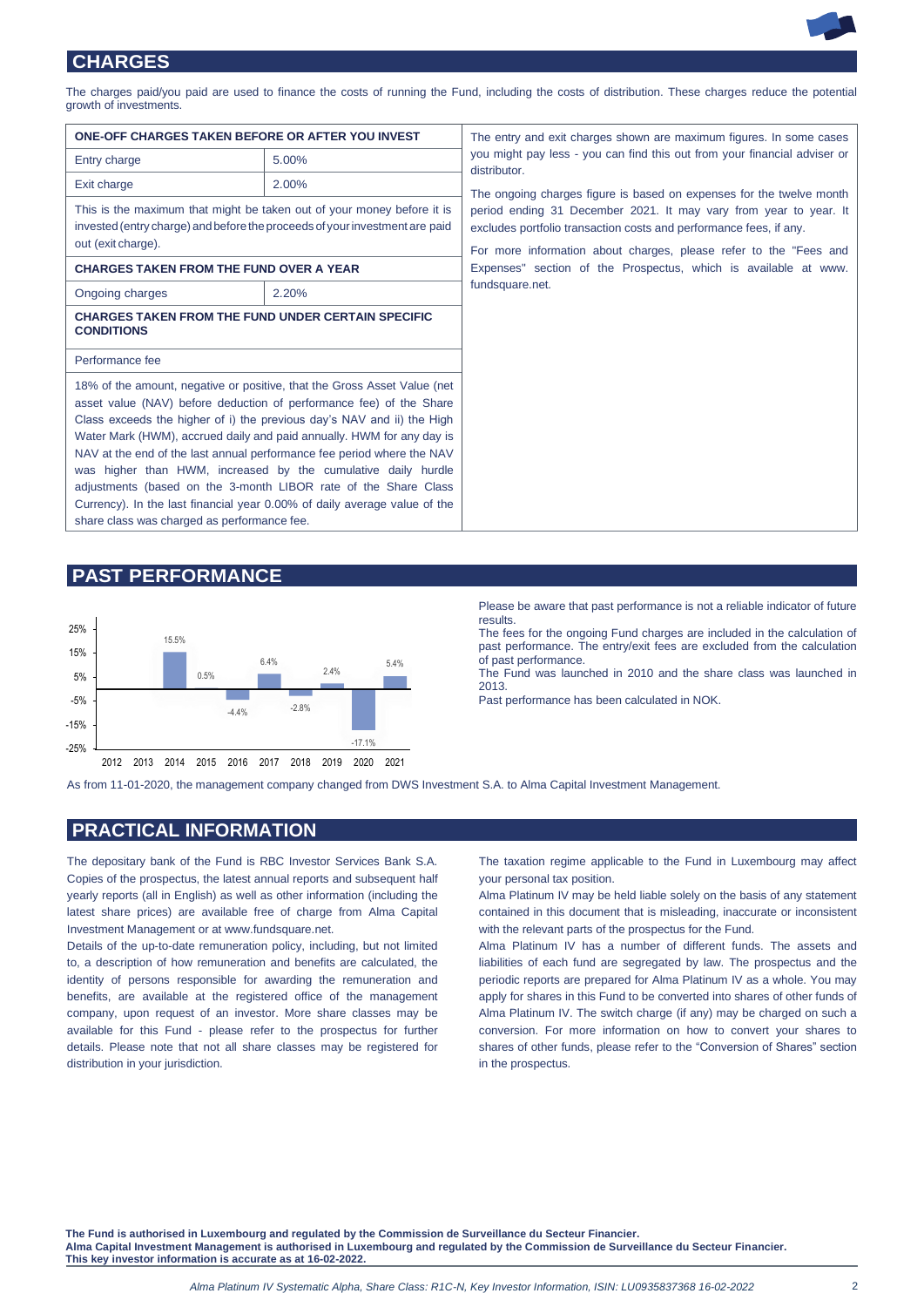## CHARGES

The charges paid/you paid are used to finance the costs of running the Fund, including the costs of distribution. These charges reduce the potential growth of investments.

| ONE-OFF CHARGES TAKEN BEFORE OR AFTER YOU INVEST | |
|---|---|
| Entry charge | 5.00% |
| Exit charge | 2.00% |
| This is the maximum that might be taken out of your money before it is invested (entry charge) and before the proceeds of your investment are paid out (exit charge). | |
| **CHARGES TAKEN FROM THE FUND OVER A YEAR** | |
| Ongoing charges | 2.20% |
| **CHARGES TAKEN FROM THE FUND UNDER CERTAIN SPECIFIC CONDITIONS** | |
| Performance fee | |
| 18% of the amount, negative or positive, that the Gross Asset Value (net asset value (NAV) before deduction of performance fee) of the Share Class exceeds the higher of i) the previous day's NAV and ii) the High Water Mark (HWM), accrued daily and paid annually. HWM for any day is NAV at the end of the last annual performance fee period where the NAV was higher than HWM, increased by the cumulative daily hurdle adjustments (based on the 3-month LIBOR rate of the Share Class Currency). In the last financial year 0.00% of daily average value of the share class was charged as performance fee. | |

The entry and exit charges shown are maximum figures. In some cases you might pay less - you can find this out from your financial adviser or distributor.

The ongoing charges figure is based on expenses for the twelve month period ending 31 December 2021. It may vary from year to year. It excludes portfolio transaction costs and performance fees, if any.

For more information about charges, please refer to the "Fees and Expenses" section of the Prospectus, which is available at www.fundsquare.net.

## PAST PERFORMANCE

25%
15%
5%
-5%
-15%
-25%

15.5%
0.5%
-4.4%
6.4%
-2.8%
2.4%
-17.1%
5.4%

2012 2013 2014 2015 2016 2017 2018 2019 2020 2021

Please be aware that past performance is not a reliable indicator of future results.

The fees for the ongoing Fund charges are included in the calculation of past performance. The entry/exit fees are excluded from the calculation of past performance.

The Fund was launched in 2010 and the share class was launched in 2013.

Past performance has been calculated in NOK.

As from 11-01-2020, the management company changed from DWS Investment S.A. to Alma Capital Investment Management.

## PRACTICAL INFORMATION

The depositary bank of the Fund is RBC Investor Services Bank S.A. Copies of the prospectus, the latest annual reports and subsequent half yearly reports (all in English) as well as other information (including the latest share prices) are available free of charge from Alma Capital Investment Management or at www.fundsquare.net.

Details of the up-to-date remuneration policy, including, but not limited to, a description of how remuneration and benefits are calculated, the identity of persons responsible for awarding the remuneration and benefits, are available at the registered office of the management company, upon request of an investor. More share classes may be available for this Fund - please refer to the prospectus for further details. Please note that not all share classes may be registered for distribution in your jurisdiction.

The taxation regime applicable to the Fund in Luxembourg may affect your personal tax position.

Alma Platinum IV may be held liable solely on the basis of any statement contained in this document that is misleading, inaccurate or inconsistent with the relevant parts of the prospectus for the Fund.

Alma Platinum IV has a number of different funds. The assets and liabilities of each fund are segregated by law. The prospectus and the periodic reports are prepared for Alma Platinum IV as a whole. You may apply for shares in this Fund to be converted into shares of other funds of Alma Platinum IV. The switch charge (if any) may be charged on such a conversion. For more information on how to convert your shares to shares of other funds, please refer to the "Conversion of Shares" section in the prospectus.

**The Fund is authorised in Luxembourg and regulated by the Commission de Surveillance du Secteur Financier.**
**Alma Capital Investment Management is authorised in Luxembourg and regulated by the Commission de Surveillance du Secteur Financier.**
**This key investor information is accurate as at 16-02-2022.**